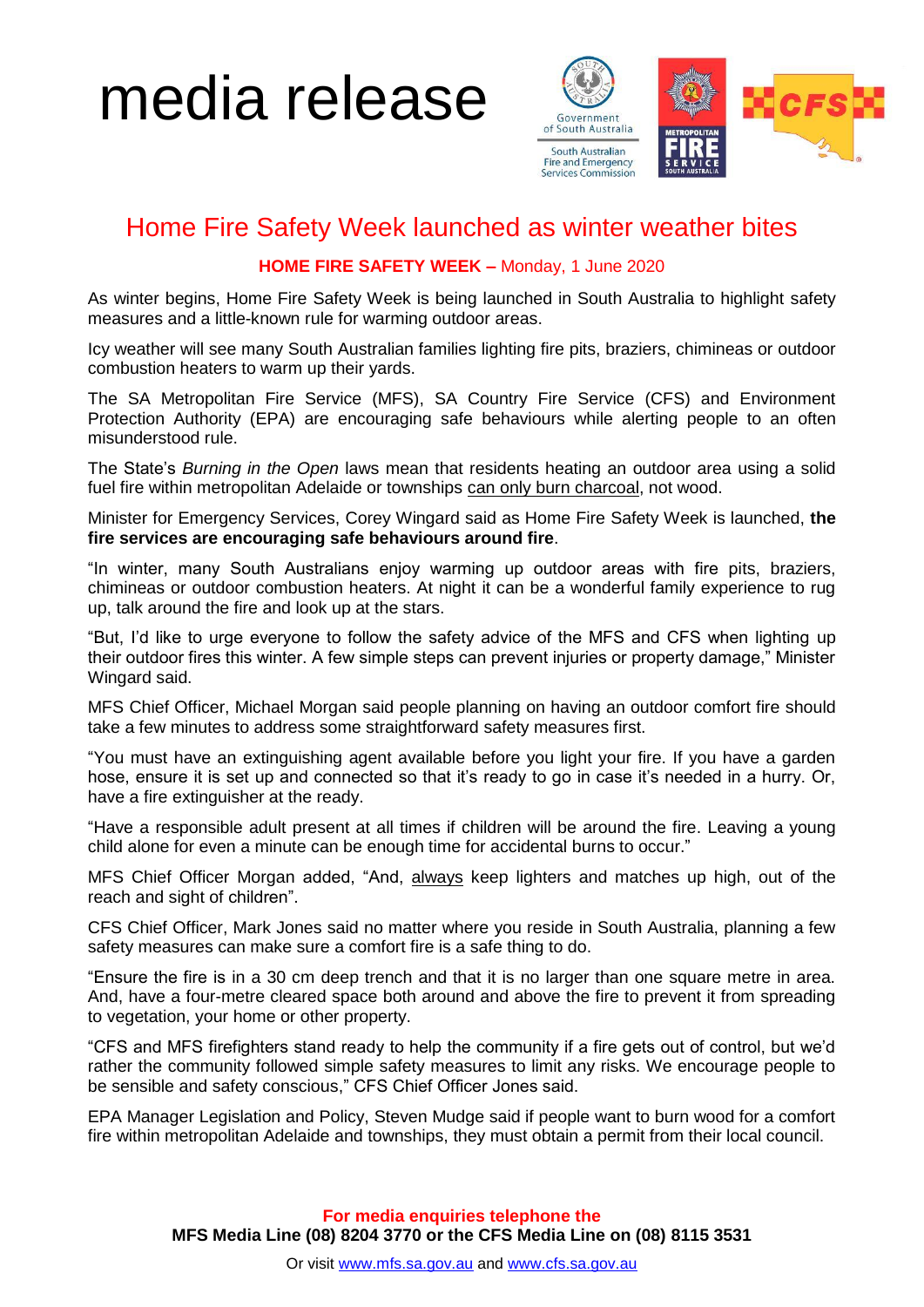# media release

## Home Fire Safety Week launched as winter weather bites

**HOME FIRE SAFETY WEEK –** Monday, 1 June 2020

As winter begins, Home Fire Safety Week is being launched in South Australia to highlight safety measures and a little-known rule for warming outdoor areas.

Icy weather will see many South Australian families lighting fire pits, braziers, chimineas or outdoor combustion heaters to warm up their yards.

The SA Metropolitan Fire Service (MFS), SA Country Fire Service (CFS) and Environment Protection Authority (EPA) are encouraging safe behaviours while alerting people to an often misunderstood rule.

The State's *Burning in the Open* laws mean that residents heating an outdoor area using a solid fuel fire within metropolitan Adelaide or townships can only burn charcoal, not wood.

Minister for Emergency Services, Corey Wingard said as Home Fire Safety Week is launched, **the fire services are encouraging safe behaviours around fire**.

"In winter, many South Australians enjoy warming up outdoor areas with fire pits, braziers, chimineas or outdoor combustion heaters. At night it can be a wonderful family experience to rug up, talk around the fire and look up at the stars.

"But, I'd like to urge everyone to follow the safety advice of the MFS and CFS when lighting up their outdoor fires this winter. A few simple steps can prevent injuries or property damage," Minister Wingard said.

MFS Chief Officer, Michael Morgan said people planning on having an outdoor comfort fire should take a few minutes to address some straightforward safety measures first.

"You must have an extinguishing agent available before you light your fire. If you have a garden hose, ensure it is set up and connected so that it's ready to go in case it's needed in a hurry. Or, have a fire extinguisher at the ready.

"Have a responsible adult present at all times if children will be around the fire. Leaving a young child alone for even a minute can be enough time for accidental burns to occur."

MFS Chief Officer Morgan added, "And, always keep lighters and matches up high, out of the reach and sight of children".

CFS Chief Officer, Mark Jones said no matter where you reside in South Australia, planning a few safety measures can make sure a comfort fire is a safe thing to do.

"Ensure the fire is in a 30 cm deep trench and that it is no larger than one square metre in area. And, have a four-metre cleared space both around and above the fire to prevent it from spreading to vegetation, your home or other property.

"CFS and MFS firefighters stand ready to help the community if a fire gets out of control, but we'd rather the community followed simple safety measures to limit any risks. We encourage people to be sensible and safety conscious," CFS Chief Officer Jones said.

EPA Manager Legislation and Policy, Steven Mudge said if people want to burn wood for a comfort fire within metropolitan Adelaide and townships, they must obtain a permit from their local council.

**For media enquiries telephone the**
**MFS Media Line (08) 8204 3770 or the CFS Media Line on (08) 8115 3531**

Or visit www.mfs.sa.gov.au and www.cfs.sa.gov.au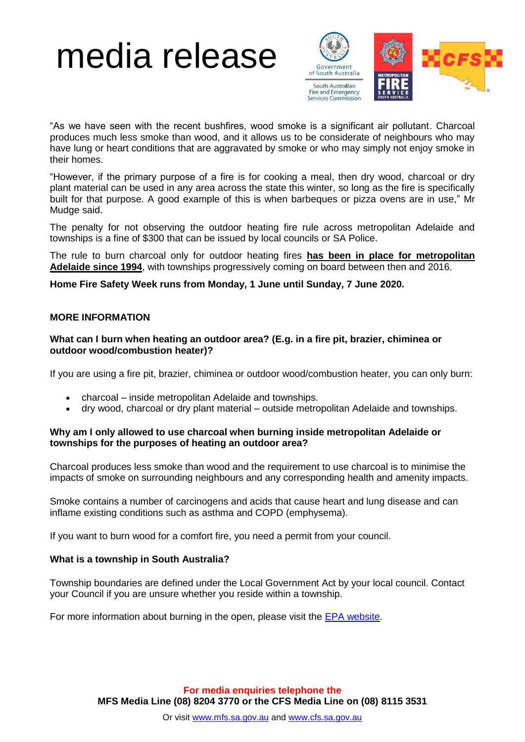"As we have seen with the recent bushfires, wood smoke is a significant air pollutant. Charcoal produces much less smoke than wood, and it allows us to be considerate of neighbours who may have lung or heart conditions that are aggravated by smoke or who may simply not enjoy smoke in their homes.

"However, if the primary purpose of a fire is for cooking a meal, then dry wood, charcoal or dry plant material can be used in any area across the state this winter, so long as the fire is specifically built for that purpose. A good example of this is when barbeques or pizza ovens are in use," Mr Mudge said.

The penalty for not observing the outdoor heating fire rule across metropolitan Adelaide and townships is a fine of $300 that can be issued by local councils or SA Police.

The rule to burn charcoal only for outdoor heating fires **has been in place for metropolitan Adelaide since 1994**, with townships progressively coming on board between then and 2016.

**Home Fire Safety Week runs from Monday, 1 June until Sunday, 7 June 2020.**

## MORE INFORMATION

### What can I burn when heating an outdoor area? (E.g. in a fire pit, brazier, chiminea or outdoor wood/combustion heater)?

If you are using a fire pit, brazier, chiminea or outdoor wood/combustion heater, you can only burn:

- charcoal – inside metropolitan Adelaide and townships.
- dry wood, charcoal or dry plant material – outside metropolitan Adelaide and townships.

### Why am I only allowed to use charcoal when burning inside metropolitan Adelaide or townships for the purposes of heating an outdoor area?

Charcoal produces less smoke than wood and the requirement to use charcoal is to minimise the impacts of smoke on surrounding neighbours and any corresponding health and amenity impacts.

Smoke contains a number of carcinogens and acids that cause heart and lung disease and can inflame existing conditions such as asthma and COPD (emphysema).

If you want to burn wood for a comfort fire, you need a permit from your council.

### What is a township in South Australia?

Township boundaries are defined under the Local Government Act by your local council. Contact your Council if you are unsure whether you reside within a township.

For more information about burning in the open, please visit the EPA website.

**For media enquiries telephone the**
**MFS Media Line (08) 8204 3770 or the CFS Media Line on (08) 8115 3531**

Or visit www.mfs.sa.gov.au and www.cfs.sa.gov.au